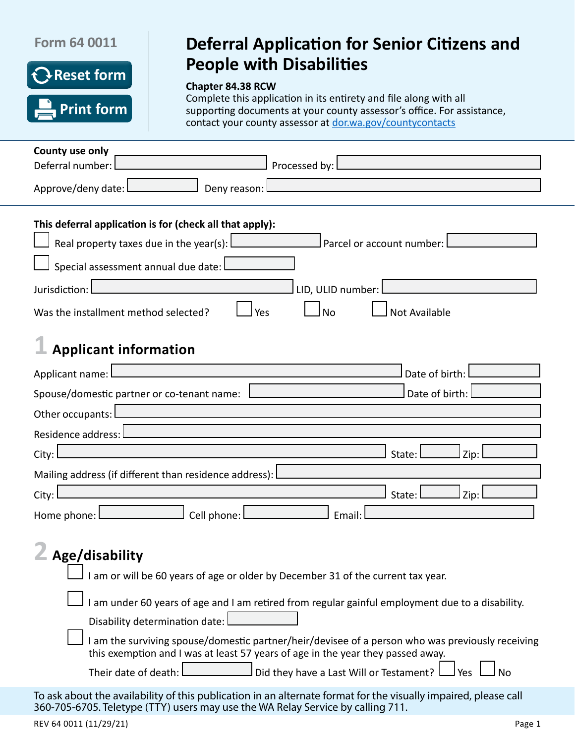Form 64 0011

# Deferral Application for Senior Citizens and People with Disabilities

**Chapter 84.38 RCW**

Complete this application in its entirety and file along with all supporting documents at your county assessor's office. For assistance, contact your county assessor at dor.wa.gov/countycontacts

**County use only**

Deferral number: ______ Processed by: ______

Approve/deny date: ______ Deny reason: ______

**This deferral application is for (check all that apply):**

☐ Real property taxes due in the year(s): ______ Parcel or account number: ______

☐ Special assessment annual due date: ______

Jurisdiction: ______ LID, ULID number: ______

Was the installment method selected? ☐ Yes ☐ No ☐ Not Available

## 1 Applicant information

Applicant name: ______ Date of birth: ______

Spouse/domestic partner or co-tenant name: ______ Date of birth: ______

Other occupants: ______

Residence address: ______

City: ______ State: ______ Zip: ______

Mailing address (if different than residence address): ______

City: ______ State: ______ Zip: ______

Home phone: ______ Cell phone: ______ Email: ______

## 2 Age/disability

☐ I am or will be 60 years of age or older by December 31 of the current tax year.

☐ I am under 60 years of age and I am retired from regular gainful employment due to a disability.

Disability determination date: ______

☐ I am the surviving spouse/domestic partner/heir/devisee of a person who was previously receiving this exemption and I was at least 57 years of age in the year they passed away.

Their date of death: ______ Did they have a Last Will or Testament? ☐ Yes ☐ No

To ask about the availability of this publication in an alternate format for the visually impaired, please call 360-705-6705. Teletype (TTY) users may use the WA Relay Service by calling 711.

REV 64 0011 (11/29/21)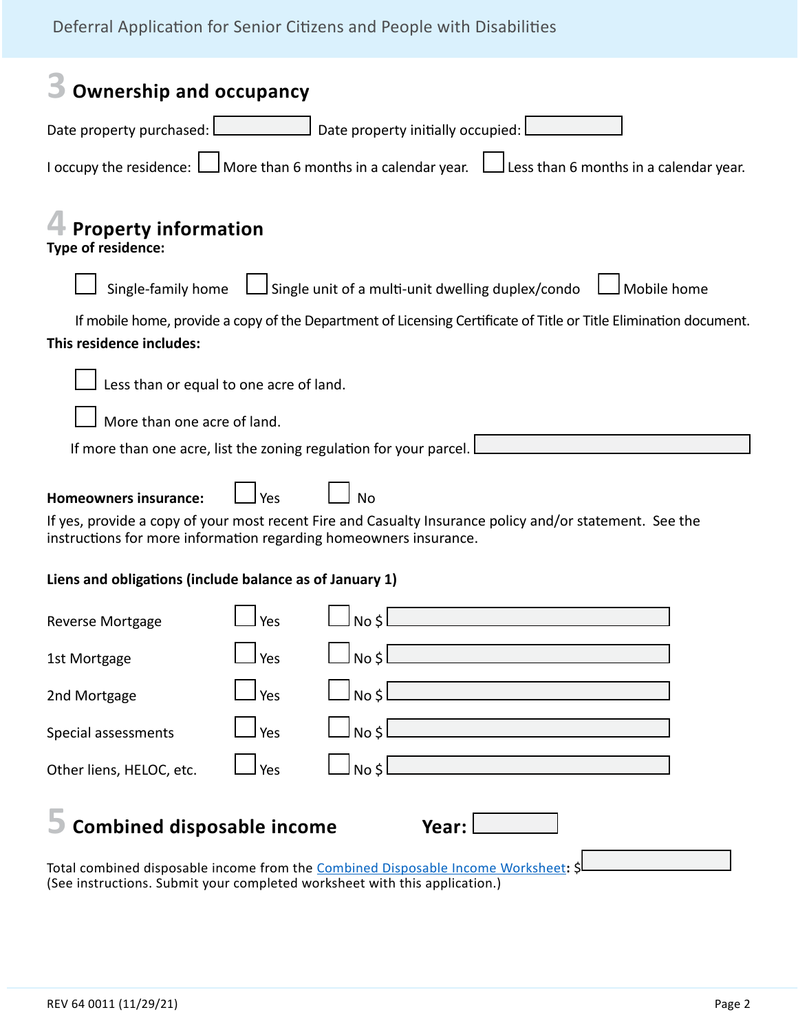## 3 Ownership and occupancy

Date property purchased: ______ Date property initially occupied: ______

I occupy the residence: ☐ More than 6 months in a calendar year. ☐ Less than 6 months in a calendar year.

## 4 Property information

**Type of residence:**

☐ Single-family home ☐ Single unit of a multi-unit dwelling duplex/condo ☐ Mobile home

If mobile home, provide a copy of the Department of Licensing Certificate of Title or Title Elimination document.

**This residence includes:**

☐ Less than or equal to one acre of land.

☐ More than one acre of land.

If more than one acre, list the zoning regulation for your parcel. ______

**Homeowners insurance:** ☐ Yes ☐ No

If yes, provide a copy of your most recent Fire and Casualty Insurance policy and/or statement. See the instructions for more information regarding homeowners insurance.

**Liens and obligations (include balance as of January 1)**

| | | | |
|---|---|---|---|
| Reverse Mortgage | ☐ Yes | ☐ No | $ |
| 1st Mortgage | ☐ Yes | ☐ No | $ |
| 2nd Mortgage | ☐ Yes | ☐ No | $ |
| Special assessments | ☐ Yes | ☐ No | $ |
| Other liens, HELOC, etc. | ☐ Yes | ☐ No | $ |

## 5 Combined disposable income **Year:** ______

Total combined disposable income from the Combined Disposable Income Worksheet: $ ______
(See instructions. Submit your completed worksheet with this application.)

REV 64 0011 (11/29/21)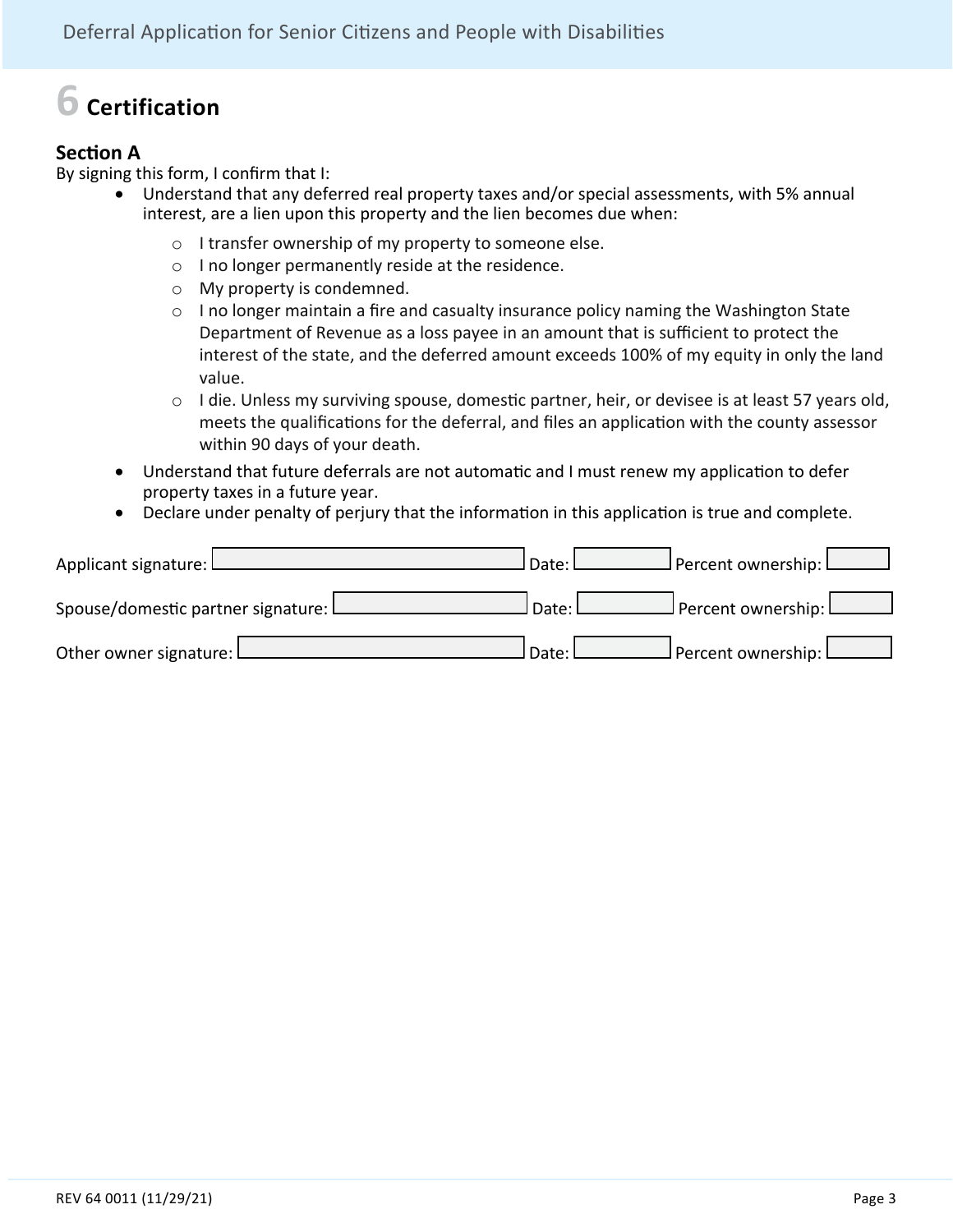# 6 Certification

### Section A

By signing this form, I confirm that I:

- Understand that any deferred real property taxes and/or special assessments, with 5% annual interest, are a lien upon this property and the lien becomes due when:
  - I transfer ownership of my property to someone else.
  - I no longer permanently reside at the residence.
  - My property is condemned.
  - I no longer maintain a fire and casualty insurance policy naming the Washington State Department of Revenue as a loss payee in an amount that is sufficient to protect the interest of the state, and the deferred amount exceeds 100% of my equity in only the land value.
  - I die. Unless my surviving spouse, domestic partner, heir, or devisee is at least 57 years old, meets the qualifications for the deferral, and files an application with the county assessor within 90 days of your death.
- Understand that future deferrals are not automatic and I must renew my application to defer property taxes in a future year.
- Declare under penalty of perjury that the information in this application is true and complete.

Applicant signature: ____________________ Date: __________ Percent ownership: ______

Spouse/domestic partner signature: ____________________ Date: __________ Percent ownership: ______

Other owner signature: ____________________ Date: __________ Percent ownership: ______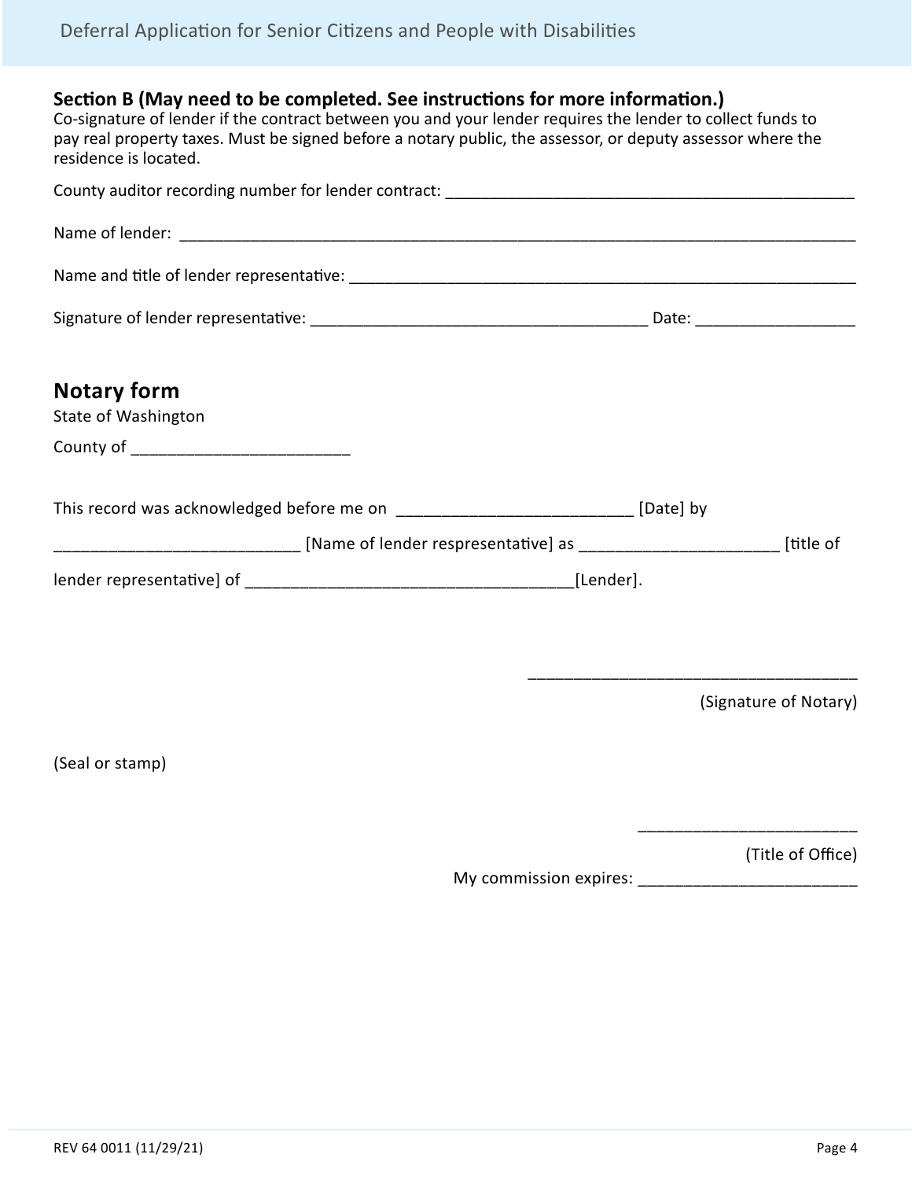## Section B (May need to be completed. See instructions for more information.)

Co-signature of lender if the contract between you and your lender requires the lender to collect funds to pay real property taxes. Must be signed before a notary public, the assessor, or deputy assessor where the residence is located.

County auditor recording number for lender contract: _______________________________________________

Name of lender: ______________________________________________________________________________

Name and title of lender representative: ________________________________________________________

Signature of lender representative: _______________________________________ Date: __________________

## Notary form

State of Washington

County of _________________________

This record was acknowledged before me on ___________________________ [Date] by

____________________________ [Name of lender respresentative] as _______________________ [title of

lender representative] of _____________________________________[Lender].

_____________________________________

(Signature of Notary)

(Seal or stamp)

_________________________

(Title of Office)

My commission expires: _________________________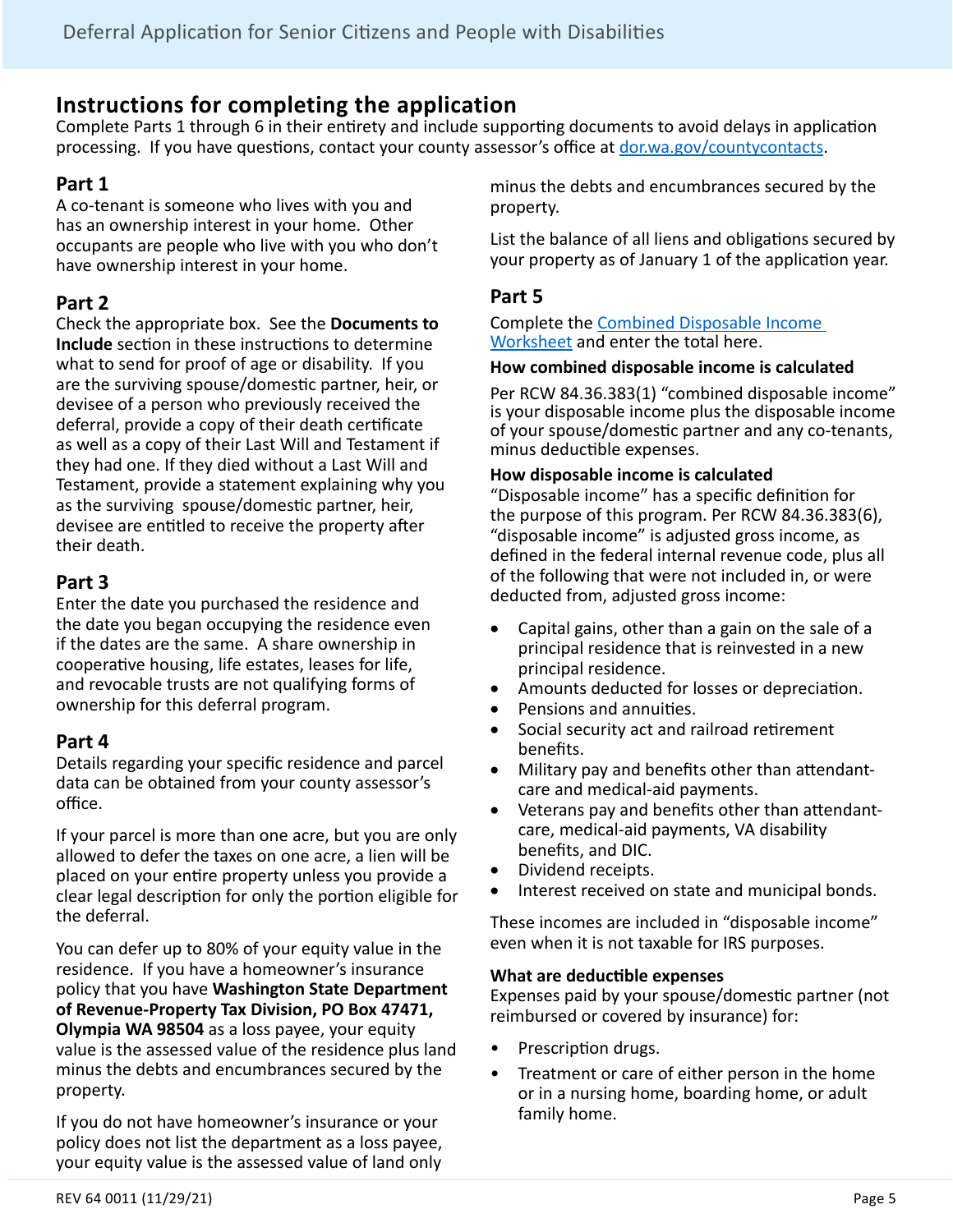## Instructions for completing the application

Complete Parts 1 through 6 in their entirety and include supporting documents to avoid delays in application processing. If you have questions, contact your county assessor's office at [dor.wa.gov/countycontacts](dor.wa.gov/countycontacts).

### Part 1

A co-tenant is someone who lives with you and has an ownership interest in your home. Other occupants are people who live with you who don't have ownership interest in your home.

### Part 2

Check the appropriate box. See the **Documents to Include** section in these instructions to determine what to send for proof of age or disability. If you are the surviving spouse/domestic partner, heir, or devisee of a person who previously received the deferral, provide a copy of their death certificate as well as a copy of their Last Will and Testament if they had one. If they died without a Last Will and Testament, provide a statement explaining why you as the surviving spouse/domestic partner, heir, devisee are entitled to receive the property after their death.

### Part 3

Enter the date you purchased the residence and the date you began occupying the residence even if the dates are the same. A share ownership in cooperative housing, life estates, leases for life, and revocable trusts are not qualifying forms of ownership for this deferral program.

### Part 4

Details regarding your specific residence and parcel data can be obtained from your county assessor's office.

If your parcel is more than one acre, but you are only allowed to defer the taxes on one acre, a lien will be placed on your entire property unless you provide a clear legal description for only the portion eligible for the deferral.

You can defer up to 80% of your equity value in the residence. If you have a homeowner's insurance policy that you have **Washington State Department of Revenue-Property Tax Division, PO Box 47471, Olympia WA 98504** as a loss payee, your equity value is the assessed value of the residence plus land minus the debts and encumbrances secured by the property.

If you do not have homeowner's insurance or your policy does not list the department as a loss payee, your equity value is the assessed value of land only minus the debts and encumbrances secured by the property.

List the balance of all liens and obligations secured by your property as of January 1 of the application year.

### Part 5

Complete the [Combined Disposable Income Worksheet]() and enter the total here.

**How combined disposable income is calculated**

Per RCW 84.36.383(1) "combined disposable income" is your disposable income plus the disposable income of your spouse/domestic partner and any co-tenants, minus deductible expenses.

**How disposable income is calculated**

"Disposable income" has a specific definition for the purpose of this program. Per RCW 84.36.383(6), "disposable income" is adjusted gross income, as defined in the federal internal revenue code, plus all of the following that were not included in, or were deducted from, adjusted gross income:

- Capital gains, other than a gain on the sale of a principal residence that is reinvested in a new principal residence.
- Amounts deducted for losses or depreciation.
- Pensions and annuities.
- Social security act and railroad retirement benefits.
- Military pay and benefits other than attendant-care and medical-aid payments.
- Veterans pay and benefits other than attendant-care, medical-aid payments, VA disability benefits, and DIC.
- Dividend receipts.
- Interest received on state and municipal bonds.

These incomes are included in "disposable income" even when it is not taxable for IRS purposes.

**What are deductible expenses**

Expenses paid by your spouse/domestic partner (not reimbursed or covered by insurance) for:

- Prescription drugs.
- Treatment or care of either person in the home or in a nursing home, boarding home, or adult family home.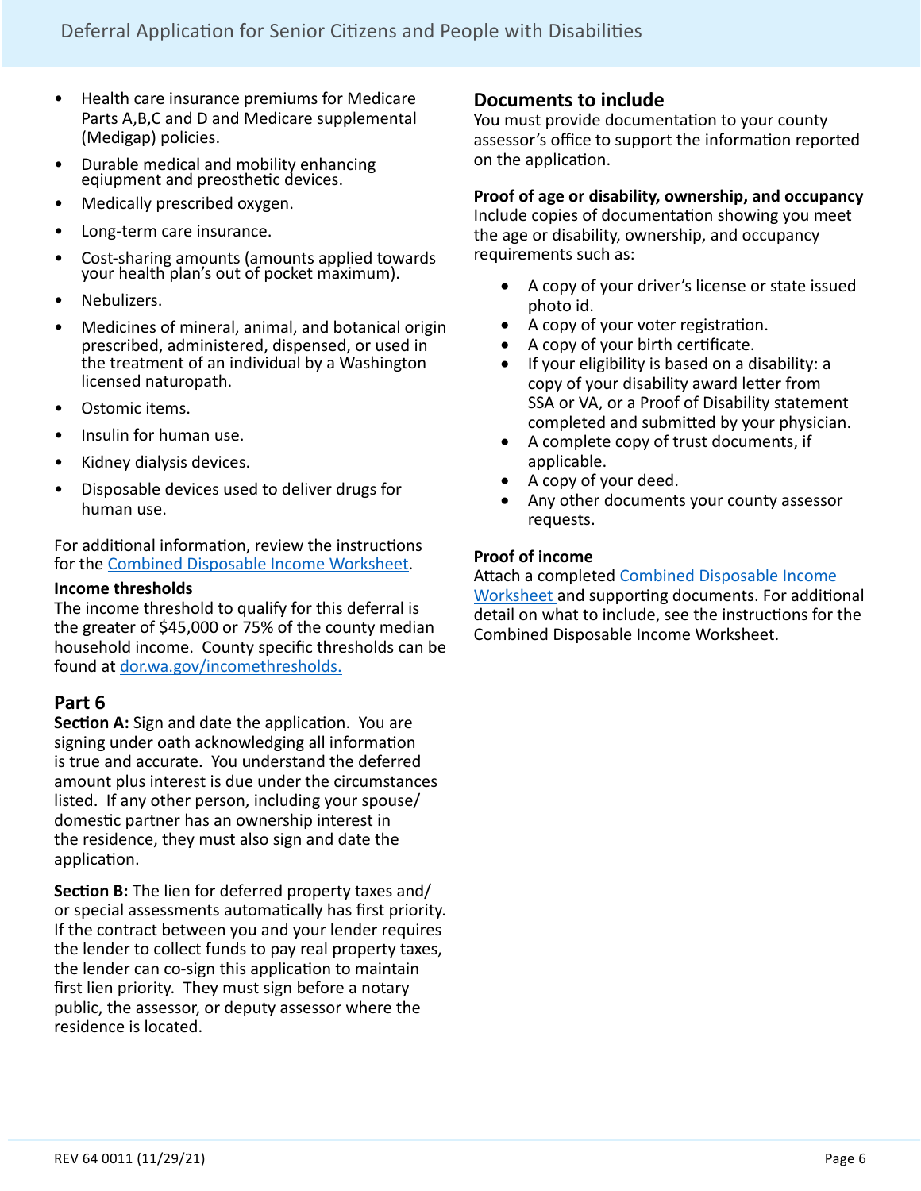- Health care insurance premiums for Medicare Parts A,B,C and D and Medicare supplemental (Medigap) policies.
- Durable medical and mobility enhancing eqiupment and preosthetic devices.
- Medically prescribed oxygen.
- Long-term care insurance.
- Cost-sharing amounts (amounts applied towards your health plan's out of pocket maximum).
- Nebulizers.
- Medicines of mineral, animal, and botanical origin prescribed, administered, dispensed, or used in the treatment of an individual by a Washington licensed naturopath.
- Ostomic items.
- Insulin for human use.
- Kidney dialysis devices.
- Disposable devices used to deliver drugs for human use.

For additional information, review the instructions for the Combined Disposable Income Worksheet.

**Income thresholds**

The income threshold to qualify for this deferral is the greater of $45,000 or 75% of the county median household income. County specific thresholds can be found at dor.wa.gov/incomethresholds.

## Part 6

**Section A:** Sign and date the application. You are signing under oath acknowledging all information is true and accurate. You understand the deferred amount plus interest is due under the circumstances listed. If any other person, including your spouse/domestic partner has an ownership interest in the residence, they must also sign and date the application.

**Section B:** The lien for deferred property taxes and/or special assessments automatically has first priority. If the contract between you and your lender requires the lender to collect funds to pay real property taxes, the lender can co-sign this application to maintain first lien priority. They must sign before a notary public, the assessor, or deputy assessor where the residence is located.

## Documents to include

You must provide documentation to your county assessor's office to support the information reported on the application.

**Proof of age or disability, ownership, and occupancy**

Include copies of documentation showing you meet the age or disability, ownership, and occupancy requirements such as:

- A copy of your driver's license or state issued photo id.
- A copy of your voter registration.
- A copy of your birth certificate.
- If your eligibility is based on a disability: a copy of your disability award letter from SSA or VA, or a Proof of Disability statement completed and submitted by your physician.
- A complete copy of trust documents, if applicable.
- A copy of your deed.
- Any other documents your county assessor requests.

**Proof of income**

Attach a completed Combined Disposable Income Worksheet and supporting documents. For additional detail on what to include, see the instructions for the Combined Disposable Income Worksheet.